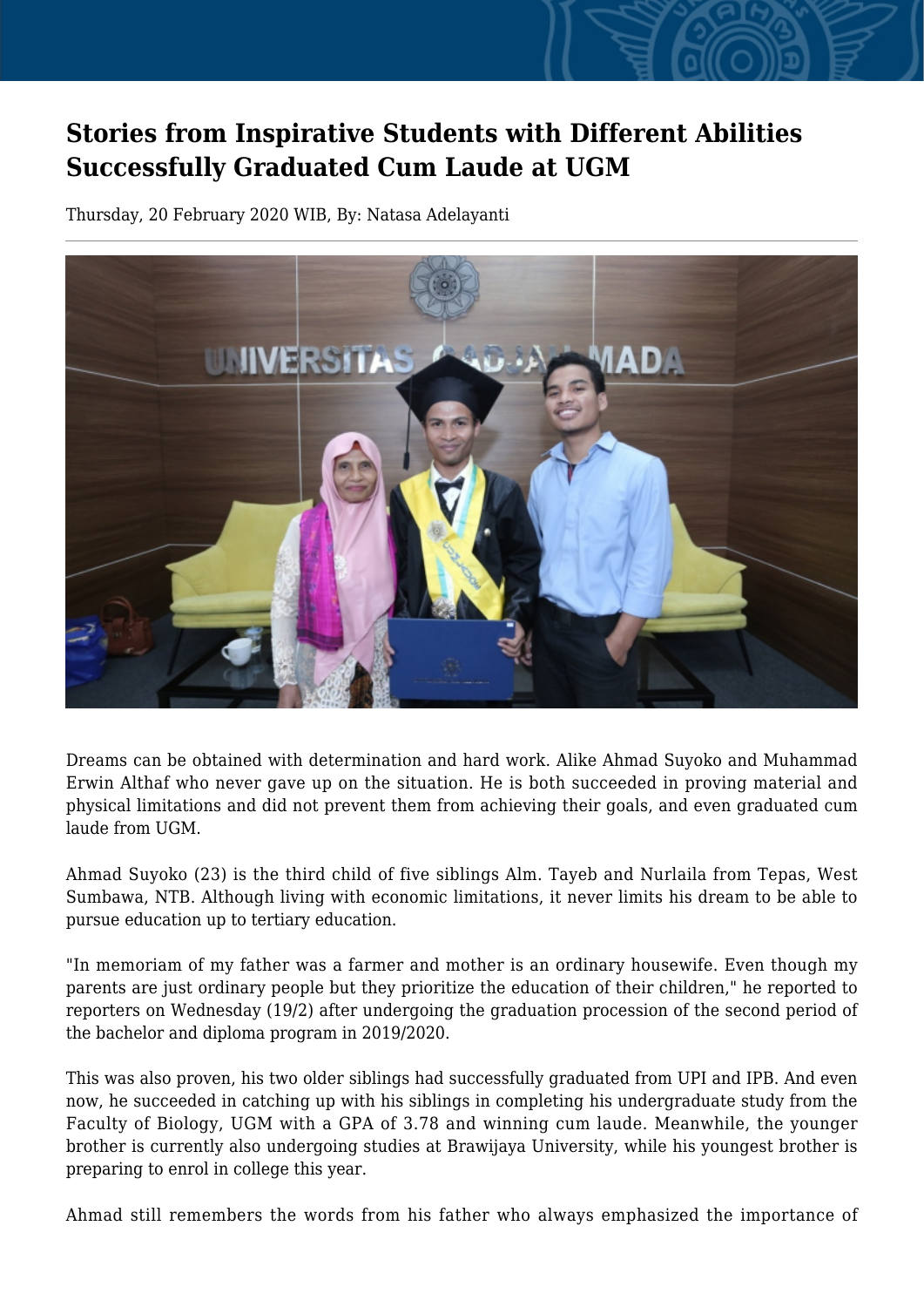# Stories from Inspirative Students with Different Abilities Successfully Graduated Cum Laude at UGM

Thursday, 20 February 2020 WIB, By: Natasa Adelayanti

---

Dreams can be obtained with determination and hard work. Alike Ahmad Suyoko and Muhammad Erwin Althaf who never gave up on the situation. He is both succeeded in proving material and physical limitations and did not prevent them from achieving their goals, and even graduated cum laude from UGM.

Ahmad Suyoko (23) is the third child of five siblings Alm. Tayeb and Nurlaila from Tepas, West Sumbawa, NTB. Although living with economic limitations, it never limits his dream to be able to pursue education up to tertiary education.

"In memoriam of my father was a farmer and mother is an ordinary housewife. Even though my parents are just ordinary people but they prioritize the education of their children," he reported to reporters on Wednesday (19/2) after undergoing the graduation procession of the second period of the bachelor and diploma program in 2019/2020.

This was also proven, his two older siblings had successfully graduated from UPI and IPB. And even now, he succeeded in catching up with his siblings in completing his undergraduate study from the Faculty of Biology, UGM with a GPA of 3.78 and winning cum laude. Meanwhile, the younger brother is currently also undergoing studies at Brawijaya University, while his youngest brother is preparing to enrol in college this year.

Ahmad still remembers the words from his father who always emphasized the importance of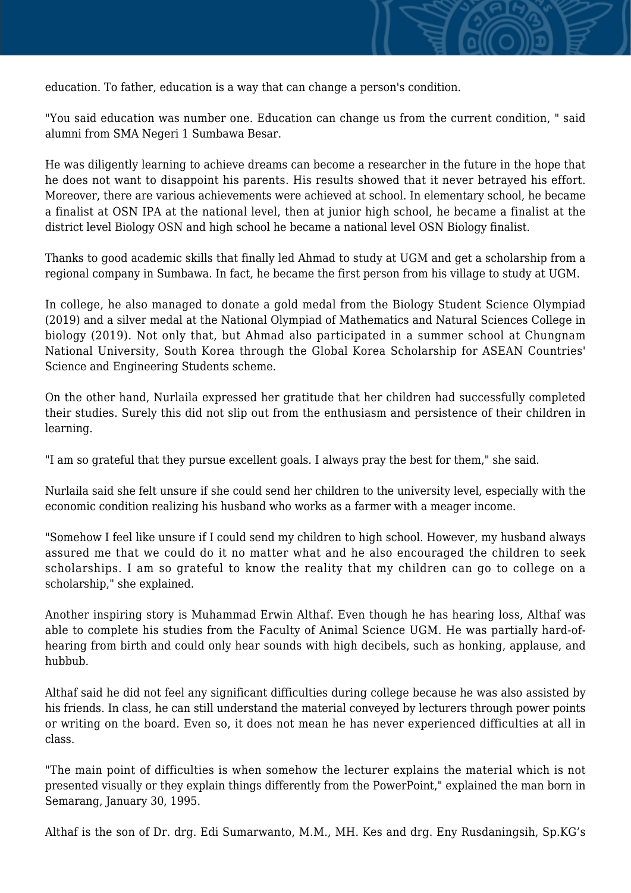education. To father, education is a way that can change a person's condition.

"You said education was number one. Education can change us from the current condition, " said alumni from SMA Negeri 1 Sumbawa Besar.

He was diligently learning to achieve dreams can become a researcher in the future in the hope that he does not want to disappoint his parents. His results showed that it never betrayed his effort. Moreover, there are various achievements were achieved at school. In elementary school, he became a finalist at OSN IPA at the national level, then at junior high school, he became a finalist at the district level Biology OSN and high school he became a national level OSN Biology finalist.

Thanks to good academic skills that finally led Ahmad to study at UGM and get a scholarship from a regional company in Sumbawa. In fact, he became the first person from his village to study at UGM.

In college, he also managed to donate a gold medal from the Biology Student Science Olympiad (2019) and a silver medal at the National Olympiad of Mathematics and Natural Sciences College in biology (2019). Not only that, but Ahmad also participated in a summer school at Chungnam National University, South Korea through the Global Korea Scholarship for ASEAN Countries' Science and Engineering Students scheme.

On the other hand, Nurlaila expressed her gratitude that her children had successfully completed their studies. Surely this did not slip out from the enthusiasm and persistence of their children in learning.

"I am so grateful that they pursue excellent goals. I always pray the best for them," she said.

Nurlaila said she felt unsure if she could send her children to the university level, especially with the economic condition realizing his husband who works as a farmer with a meager income.

"Somehow I feel like unsure if I could send my children to high school. However, my husband always assured me that we could do it no matter what and he also encouraged the children to seek scholarships. I am so grateful to know the reality that my children can go to college on a scholarship," she explained.

Another inspiring story is Muhammad Erwin Althaf. Even though he has hearing loss, Althaf was able to complete his studies from the Faculty of Animal Science UGM. He was partially hard-of-hearing from birth and could only hear sounds with high decibels, such as honking, applause, and hubbub.

Althaf said he did not feel any significant difficulties during college because he was also assisted by his friends. In class, he can still understand the material conveyed by lecturers through power points or writing on the board. Even so, it does not mean he has never experienced difficulties at all in class.

"The main point of difficulties is when somehow the lecturer explains the material which is not presented visually or they explain things differently from the PowerPoint," explained the man born in Semarang, January 30, 1995.

Althaf is the son of Dr. drg. Edi Sumarwanto, M.M., MH. Kes and drg. Eny Rusdaningsih, Sp.KG's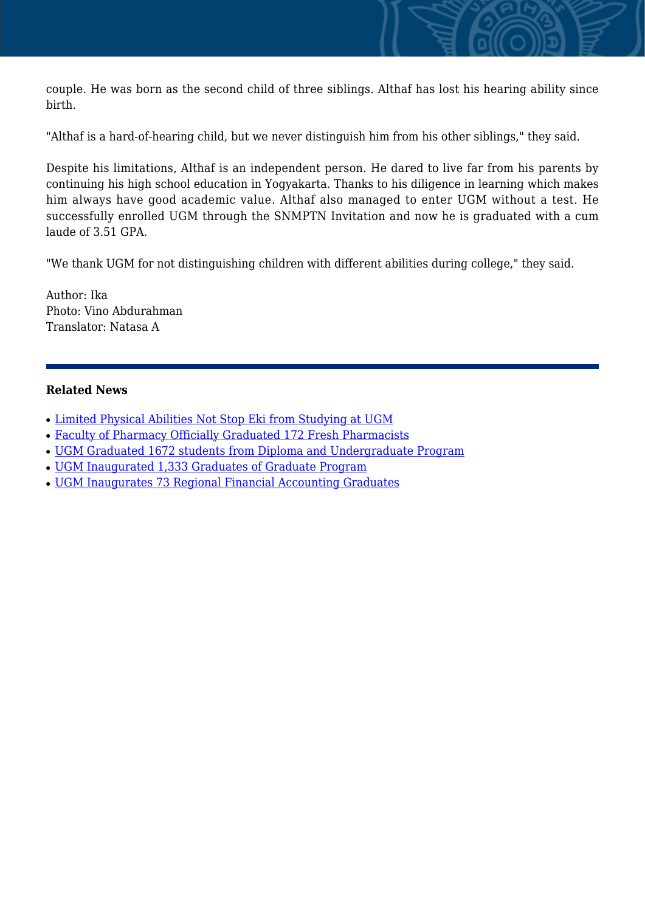couple. He was born as the second child of three siblings. Althaf has lost his hearing ability since birth.

"Althaf is a hard-of-hearing child, but we never distinguish him from his other siblings," they said.

Despite his limitations, Althaf is an independent person. He dared to live far from his parents by continuing his high school education in Yogyakarta. Thanks to his diligence in learning which makes him always have good academic value. Althaf also managed to enter UGM without a test. He successfully enrolled UGM through the SNMPTN Invitation and now he is graduated with a cum laude of 3.51 GPA.

"We thank UGM for not distinguishing children with different abilities during college," they said.

Author: Ika
Photo: Vino Abdurahman
Translator: Natasa A

---

**Related News**

- Limited Physical Abilities Not Stop Eki from Studying at UGM
- Faculty of Pharmacy Officially Graduated 172 Fresh Pharmacists
- UGM Graduated 1672 students from Diploma and Undergraduate Program
- UGM Inaugurated 1,333 Graduates of Graduate Program
- UGM Inaugurates 73 Regional Financial Accounting Graduates